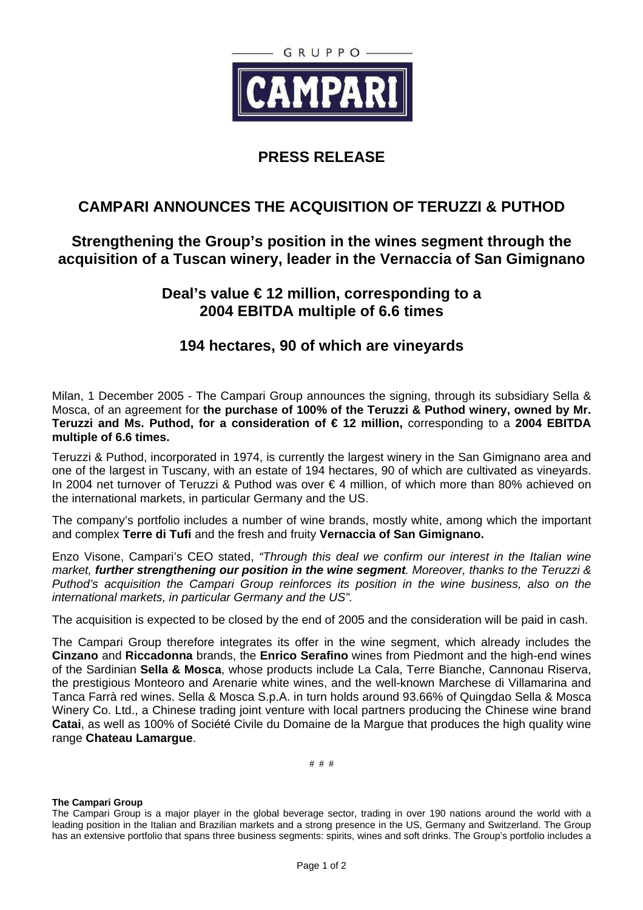GRUPPO

CAMPARI

# PRESS RELEASE

## CAMPARI ANNOUNCES THE ACQUISITION OF TERUZZI & PUTHOD

### Strengthening the Group's position in the wines segment through the acquisition of a Tuscan winery, leader in the Vernaccia of San Gimignano

### Deal's value € 12 million, corresponding to a 2004 EBITDA multiple of 6.6 times

### 194 hectares, 90 of which are vineyards

Milan, 1 December 2005 - The Campari Group announces the signing, through its subsidiary Sella & Mosca, of an agreement for **the purchase of 100% of the Teruzzi & Puthod winery, owned by Mr. Teruzzi and Ms. Puthod, for a consideration of € 12 million,** corresponding to a **2004 EBITDA multiple of 6.6 times.**

Teruzzi & Puthod, incorporated in 1974, is currently the largest winery in the San Gimignano area and one of the largest in Tuscany, with an estate of 194 hectares, 90 of which are cultivated as vineyards. In 2004 net turnover of Teruzzi & Puthod was over € 4 million, of which more than 80% achieved on the international markets, in particular Germany and the US.

The company's portfolio includes a number of wine brands, mostly white, among which the important and complex **Terre di Tufi** and the fresh and fruity **Vernaccia of San Gimignano.**

Enzo Visone, Campari's CEO stated, *"Through this deal we confirm our interest in the Italian wine market, **further strengthening our position in the wine segment**. Moreover, thanks to the Teruzzi & Puthod's acquisition the Campari Group reinforces its position in the wine business, also on the international markets, in particular Germany and the US".*

The acquisition is expected to be closed by the end of 2005 and the consideration will be paid in cash.

The Campari Group therefore integrates its offer in the wine segment, which already includes the **Cinzano** and **Riccadonna** brands, the **Enrico Serafino** wines from Piedmont and the high-end wines of the Sardinian **Sella & Mosca**, whose products include La Cala, Terre Bianche, Cannonau Riserva, the prestigious Monteoro and Arenarie white wines, and the well-known Marchese di Villamarina and Tanca Farrà red wines. Sella & Mosca S.p.A. in turn holds around 93.66% of Quingdao Sella & Mosca Winery Co. Ltd., a Chinese trading joint venture with local partners producing the Chinese wine brand **Catai**, as well as 100% of Société Civile du Domaine de la Margue that produces the high quality wine range **Chateau Lamargue**.

# # #

**The Campari Group**

The Campari Group is a major player in the global beverage sector, trading in over 190 nations around the world with a leading position in the Italian and Brazilian markets and a strong presence in the US, Germany and Switzerland. The Group has an extensive portfolio that spans three business segments: spirits, wines and soft drinks. The Group's portfolio includes a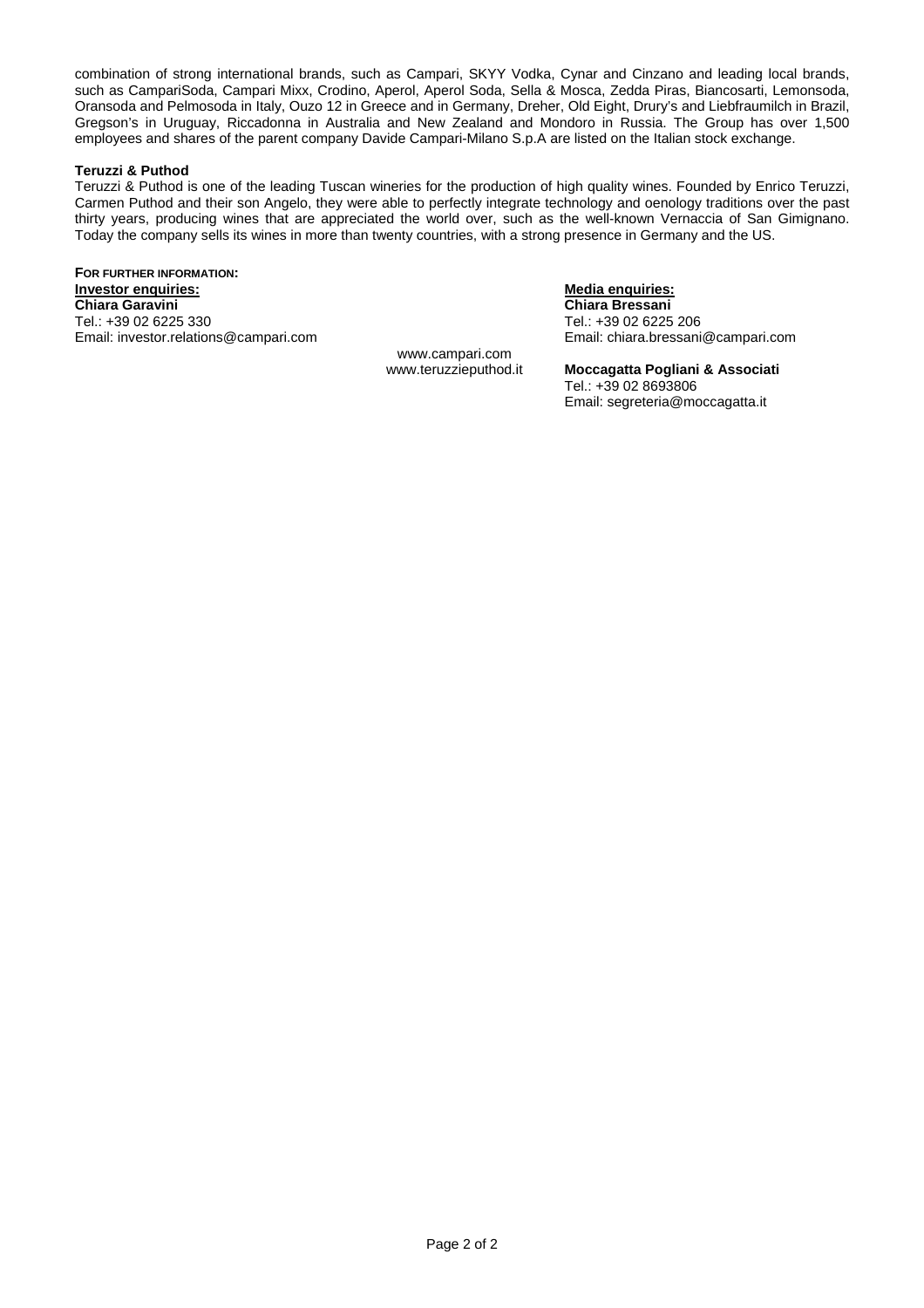combination of strong international brands, such as Campari, SKYY Vodka, Cynar and Cinzano and leading local brands, such as CampariSoda, Campari Mixx, Crodino, Aperol, Aperol Soda, Sella & Mosca, Zedda Piras, Biancosarti, Lemonsoda, Oransoda and Pelmosoda in Italy, Ouzo 12 in Greece and in Germany, Dreher, Old Eight, Drury's and Liebfraumilch in Brazil, Gregson's in Uruguay, Riccadonna in Australia and New Zealand and Mondoro in Russia. The Group has over 1,500 employees and shares of the parent company Davide Campari-Milano S.p.A are listed on the Italian stock exchange.

**Teruzzi & Puthod**

Teruzzi & Puthod is one of the leading Tuscan wineries for the production of high quality wines. Founded by Enrico Teruzzi, Carmen Puthod and their son Angelo, they were able to perfectly integrate technology and oenology traditions over the past thirty years, producing wines that are appreciated the world over, such as the well-known Vernaccia of San Gimignano. Today the company sells its wines in more than twenty countries, with a strong presence in Germany and the US.

**FOR FURTHER INFORMATION:**

**Investor enquiries:**
**Chiara Garavini**
Tel.: +39 02 6225 330
Email: investor.relations@campari.com

www.campari.com
www.teruzzieputhod.it

**Media enquiries:**
**Chiara Bressani**
Tel.: +39 02 6225 206
Email: chiara.bressani@campari.com

**Moccagatta Pogliani & Associati**
Tel.: +39 02 8693806
Email: segreteria@moccagatta.it